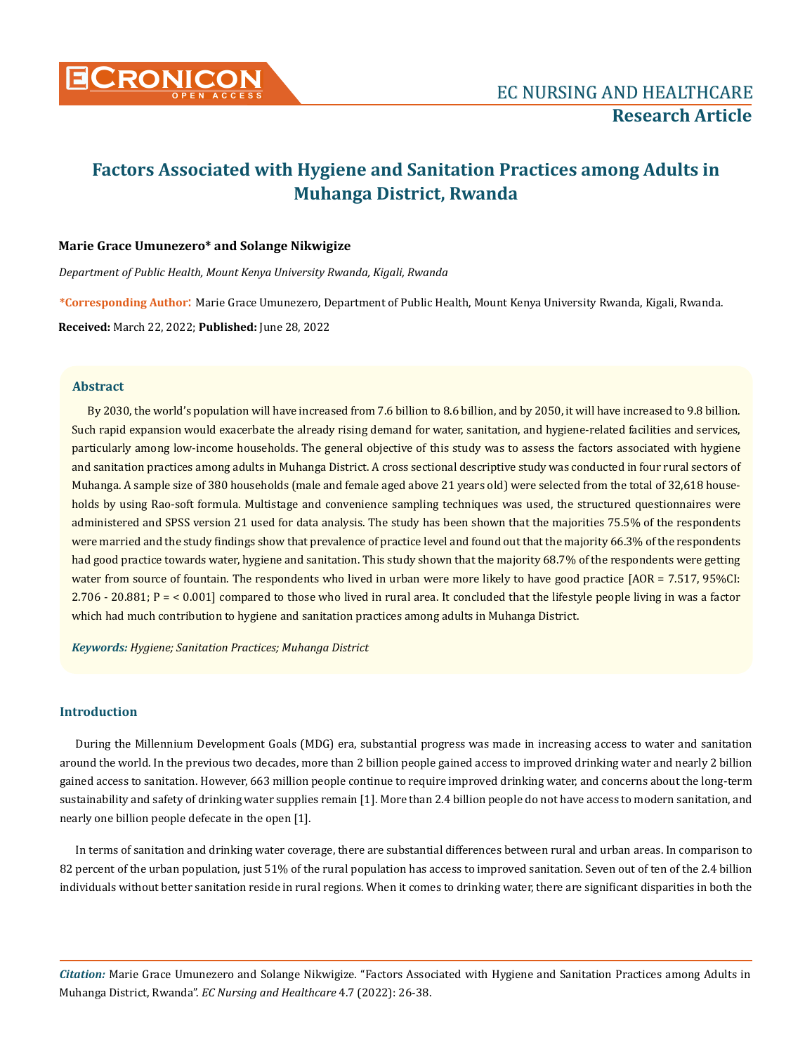# Factors Associated with Hygiene and Sanitation Practices among Adults in Muhanga District, Rwanda

**Marie Grace Umunezero* and Solange Nikwigize**

*Department of Public Health, Mount Kenya University Rwanda, Kigali, Rwanda*

***Corresponding Author:** Marie Grace Umunezero, Department of Public Health, Mount Kenya University Rwanda, Kigali, Rwanda.

**Received:** March 22, 2022; **Published:** June 28, 2022

## Abstract

By 2030, the world's population will have increased from 7.6 billion to 8.6 billion, and by 2050, it will have increased to 9.8 billion. Such rapid expansion would exacerbate the already rising demand for water, sanitation, and hygiene-related facilities and services, particularly among low-income households. The general objective of this study was to assess the factors associated with hygiene and sanitation practices among adults in Muhanga District. A cross sectional descriptive study was conducted in four rural sectors of Muhanga. A sample size of 380 households (male and female aged above 21 years old) were selected from the total of 32,618 households by using Rao-soft formula. Multistage and convenience sampling techniques was used, the structured questionnaires were administered and SPSS version 21 used for data analysis. The study has been shown that the majorities 75.5% of the respondents were married and the study findings show that prevalence of practice level and found out that the majority 66.3% of the respondents had good practice towards water, hygiene and sanitation. This study shown that the majority 68.7% of the respondents were getting water from source of fountain. The respondents who lived in urban were more likely to have good practice [AOR = 7.517, 95%CI: 2.706 - 20.881; P = < 0.001] compared to those who lived in rural area. It concluded that the lifestyle people living in was a factor which had much contribution to hygiene and sanitation practices among adults in Muhanga District.

***Keywords:** Hygiene; Sanitation Practices; Muhanga District*

## Introduction

During the Millennium Development Goals (MDG) era, substantial progress was made in increasing access to water and sanitation around the world. In the previous two decades, more than 2 billion people gained access to improved drinking water and nearly 2 billion gained access to sanitation. However, 663 million people continue to require improved drinking water, and concerns about the long-term sustainability and safety of drinking water supplies remain [1]. More than 2.4 billion people do not have access to modern sanitation, and nearly one billion people defecate in the open [1].

In terms of sanitation and drinking water coverage, there are substantial differences between rural and urban areas. In comparison to 82 percent of the urban population, just 51% of the rural population has access to improved sanitation. Seven out of ten of the 2.4 billion individuals without better sanitation reside in rural regions. When it comes to drinking water, there are significant disparities in both the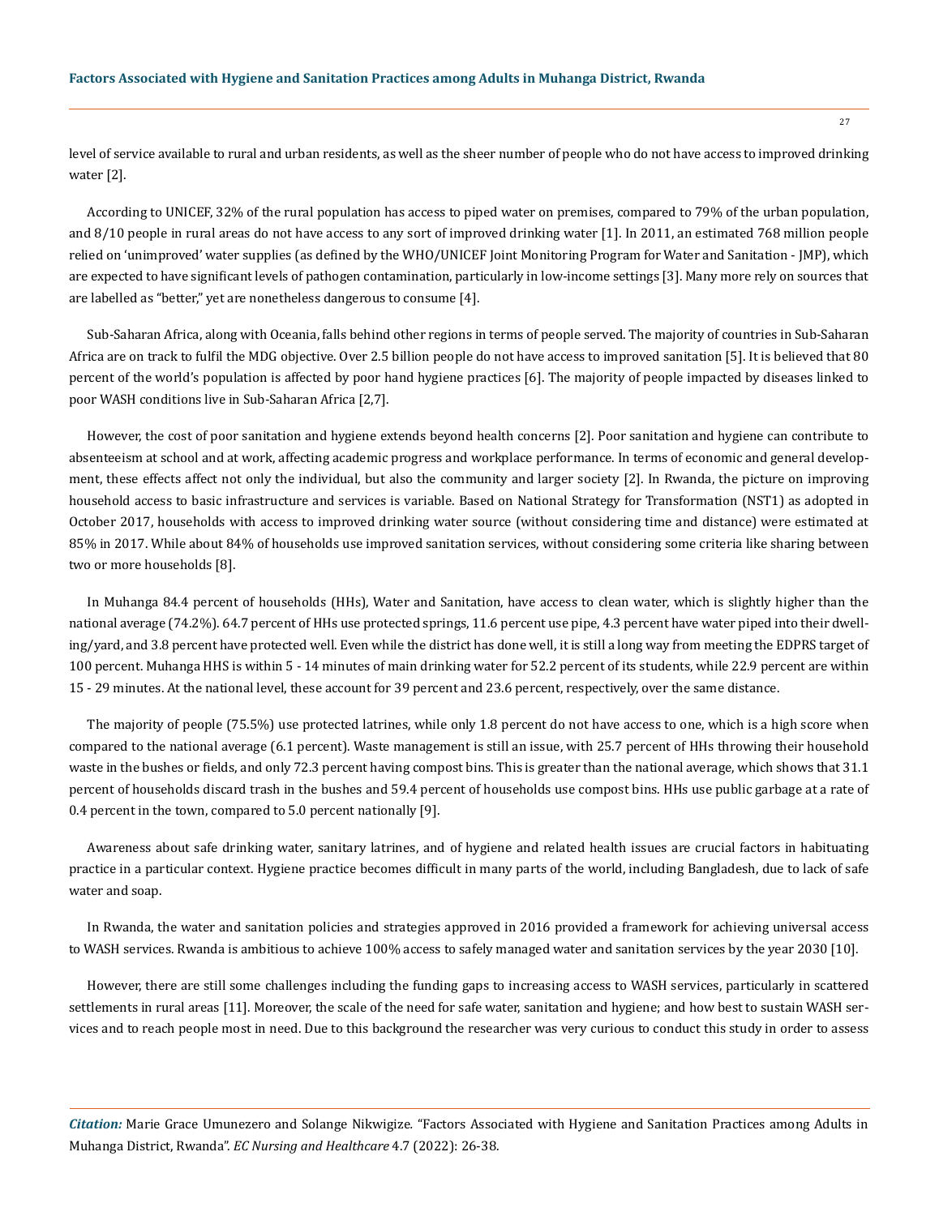level of service available to rural and urban residents, as well as the sheer number of people who do not have access to improved drinking water [2].

According to UNICEF, 32% of the rural population has access to piped water on premises, compared to 79% of the urban population, and 8/10 people in rural areas do not have access to any sort of improved drinking water [1]. In 2011, an estimated 768 million people relied on 'unimproved' water supplies (as defined by the WHO/UNICEF Joint Monitoring Program for Water and Sanitation - JMP), which are expected to have significant levels of pathogen contamination, particularly in low-income settings [3]. Many more rely on sources that are labelled as "better," yet are nonetheless dangerous to consume [4].

Sub-Saharan Africa, along with Oceania, falls behind other regions in terms of people served. The majority of countries in Sub-Saharan Africa are on track to fulfil the MDG objective. Over 2.5 billion people do not have access to improved sanitation [5]. It is believed that 80 percent of the world's population is affected by poor hand hygiene practices [6]. The majority of people impacted by diseases linked to poor WASH conditions live in Sub-Saharan Africa [2,7].

However, the cost of poor sanitation and hygiene extends beyond health concerns [2]. Poor sanitation and hygiene can contribute to absenteeism at school and at work, affecting academic progress and workplace performance. In terms of economic and general development, these effects affect not only the individual, but also the community and larger society [2]. In Rwanda, the picture on improving household access to basic infrastructure and services is variable. Based on National Strategy for Transformation (NST1) as adopted in October 2017, households with access to improved drinking water source (without considering time and distance) were estimated at 85% in 2017. While about 84% of households use improved sanitation services, without considering some criteria like sharing between two or more households [8].

In Muhanga 84.4 percent of households (HHs), Water and Sanitation, have access to clean water, which is slightly higher than the national average (74.2%). 64.7 percent of HHs use protected springs, 11.6 percent use pipe, 4.3 percent have water piped into their dwelling/yard, and 3.8 percent have protected well. Even while the district has done well, it is still a long way from meeting the EDPRS target of 100 percent. Muhanga HHS is within 5 - 14 minutes of main drinking water for 52.2 percent of its students, while 22.9 percent are within 15 - 29 minutes. At the national level, these account for 39 percent and 23.6 percent, respectively, over the same distance.

The majority of people (75.5%) use protected latrines, while only 1.8 percent do not have access to one, which is a high score when compared to the national average (6.1 percent). Waste management is still an issue, with 25.7 percent of HHs throwing their household waste in the bushes or fields, and only 72.3 percent having compost bins. This is greater than the national average, which shows that 31.1 percent of households discard trash in the bushes and 59.4 percent of households use compost bins. HHs use public garbage at a rate of 0.4 percent in the town, compared to 5.0 percent nationally [9].

Awareness about safe drinking water, sanitary latrines, and of hygiene and related health issues are crucial factors in habituating practice in a particular context. Hygiene practice becomes difficult in many parts of the world, including Bangladesh, due to lack of safe water and soap.

In Rwanda, the water and sanitation policies and strategies approved in 2016 provided a framework for achieving universal access to WASH services. Rwanda is ambitious to achieve 100% access to safely managed water and sanitation services by the year 2030 [10].

However, there are still some challenges including the funding gaps to increasing access to WASH services, particularly in scattered settlements in rural areas [11]. Moreover, the scale of the need for safe water, sanitation and hygiene; and how best to sustain WASH services and to reach people most in need. Due to this background the researcher was very curious to conduct this study in order to assess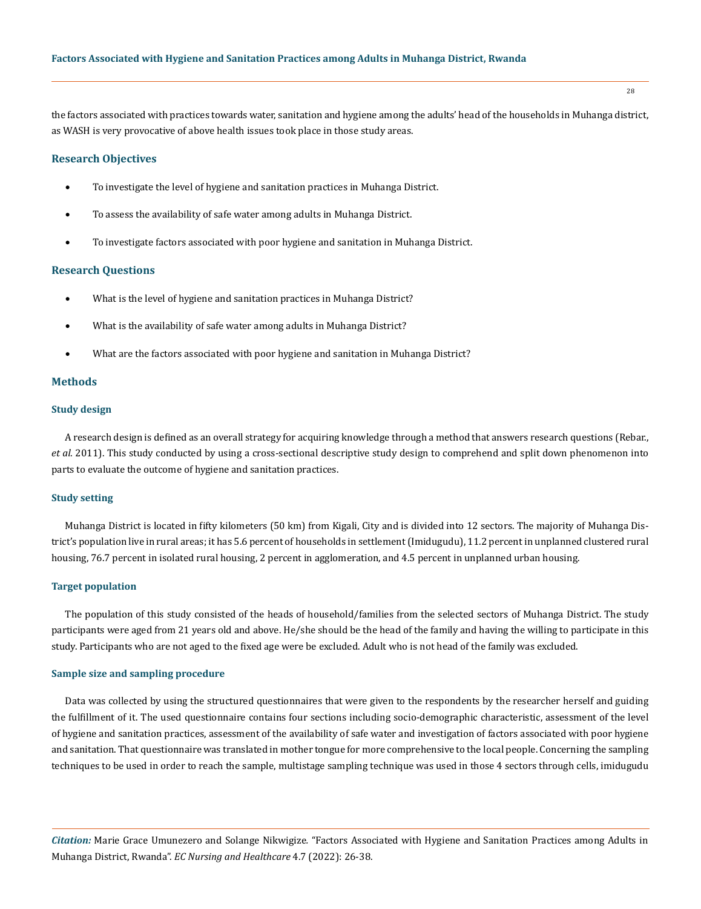the factors associated with practices towards water, sanitation and hygiene among the adults' head of the households in Muhanga district, as WASH is very provocative of above health issues took place in those study areas.

## Research Objectives

- To investigate the level of hygiene and sanitation practices in Muhanga District.
- To assess the availability of safe water among adults in Muhanga District.
- To investigate factors associated with poor hygiene and sanitation in Muhanga District.

## Research Questions

- What is the level of hygiene and sanitation practices in Muhanga District?
- What is the availability of safe water among adults in Muhanga District?
- What are the factors associated with poor hygiene and sanitation in Muhanga District?

## Methods

### Study design

A research design is defined as an overall strategy for acquiring knowledge through a method that answers research questions (Rebar., *et al*. 2011). This study conducted by using a cross-sectional descriptive study design to comprehend and split down phenomenon into parts to evaluate the outcome of hygiene and sanitation practices.

### Study setting

Muhanga District is located in fifty kilometers (50 km) from Kigali, City and is divided into 12 sectors. The majority of Muhanga District's population live in rural areas; it has 5.6 percent of households in settlement (Imidugudu), 11.2 percent in unplanned clustered rural housing, 76.7 percent in isolated rural housing, 2 percent in agglomeration, and 4.5 percent in unplanned urban housing.

### Target population

The population of this study consisted of the heads of household/families from the selected sectors of Muhanga District. The study participants were aged from 21 years old and above. He/she should be the head of the family and having the willing to participate in this study. Participants who are not aged to the fixed age were be excluded. Adult who is not head of the family was excluded.

### Sample size and sampling procedure

Data was collected by using the structured questionnaires that were given to the respondents by the researcher herself and guiding the fulfillment of it. The used questionnaire contains four sections including socio-demographic characteristic, assessment of the level of hygiene and sanitation practices, assessment of the availability of safe water and investigation of factors associated with poor hygiene and sanitation. That questionnaire was translated in mother tongue for more comprehensive to the local people. Concerning the sampling techniques to be used in order to reach the sample, multistage sampling technique was used in those 4 sectors through cells, imidugudu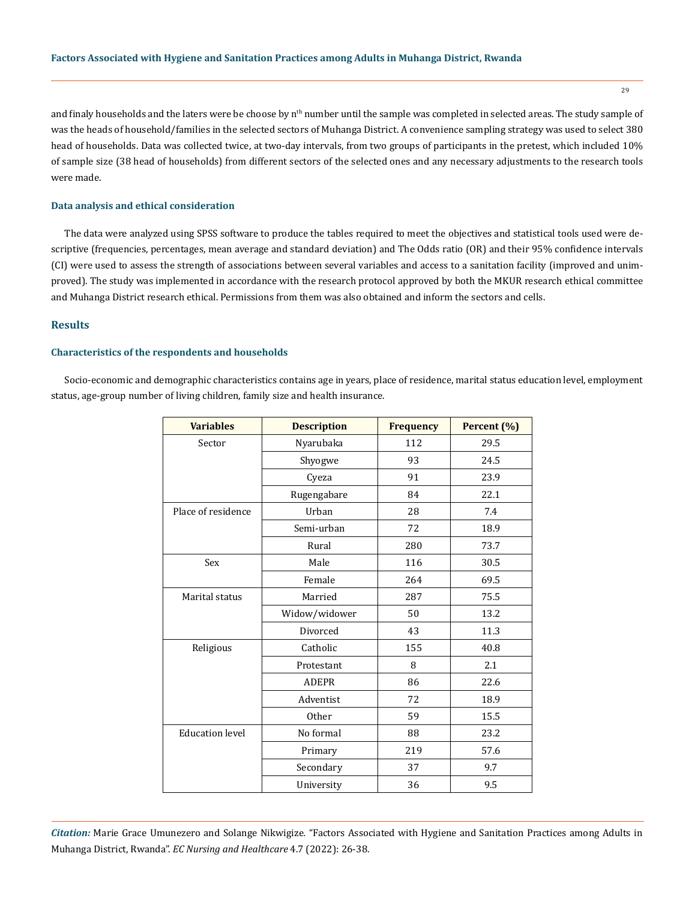and finaly households and the laters were be choose by n[th] number until the sample was completed in selected areas. The study sample of was the heads of household/families in the selected sectors of Muhanga District. A convenience sampling strategy was used to select 380 head of households. Data was collected twice, at two-day intervals, from two groups of participants in the pretest, which included 10% of sample size (38 head of households) from different sectors of the selected ones and any necessary adjustments to the research tools were made.

### Data analysis and ethical consideration

The data were analyzed using SPSS software to produce the tables required to meet the objectives and statistical tools used were descriptive (frequencies, percentages, mean average and standard deviation) and The Odds ratio (OR) and their 95% confidence intervals (CI) were used to assess the strength of associations between several variables and access to a sanitation facility (improved and unimproved). The study was implemented in accordance with the research protocol approved by both the MKUR research ethical committee and Muhanga District research ethical. Permissions from them was also obtained and inform the sectors and cells.

## Results

### Characteristics of the respondents and households

Socio-economic and demographic characteristics contains age in years, place of residence, marital status education level, employment status, age-group number of living children, family size and health insurance.

| Variables | Description | Frequency | Percent (%) |
|---|---|---|---|
| Sector | Nyarubaka | 112 | 29.5 |
| | Shyogwe | 93 | 24.5 |
| | Cyeza | 91 | 23.9 |
| | Rugengabare | 84 | 22.1 |
| Place of residence | Urban | 28 | 7.4 |
| | Semi-urban | 72 | 18.9 |
| | Rural | 280 | 73.7 |
| Sex | Male | 116 | 30.5 |
| | Female | 264 | 69.5 |
| Marital status | Married | 287 | 75.5 |
| | Widow/widower | 50 | 13.2 |
| | Divorced | 43 | 11.3 |
| Religious | Catholic | 155 | 40.8 |
| | Protestant | 8 | 2.1 |
| | ADEPR | 86 | 22.6 |
| | Adventist | 72 | 18.9 |
| | Other | 59 | 15.5 |
| Education level | No formal | 88 | 23.2 |
| | Primary | 219 | 57.6 |
| | Secondary | 37 | 9.7 |
| | University | 36 | 9.5 |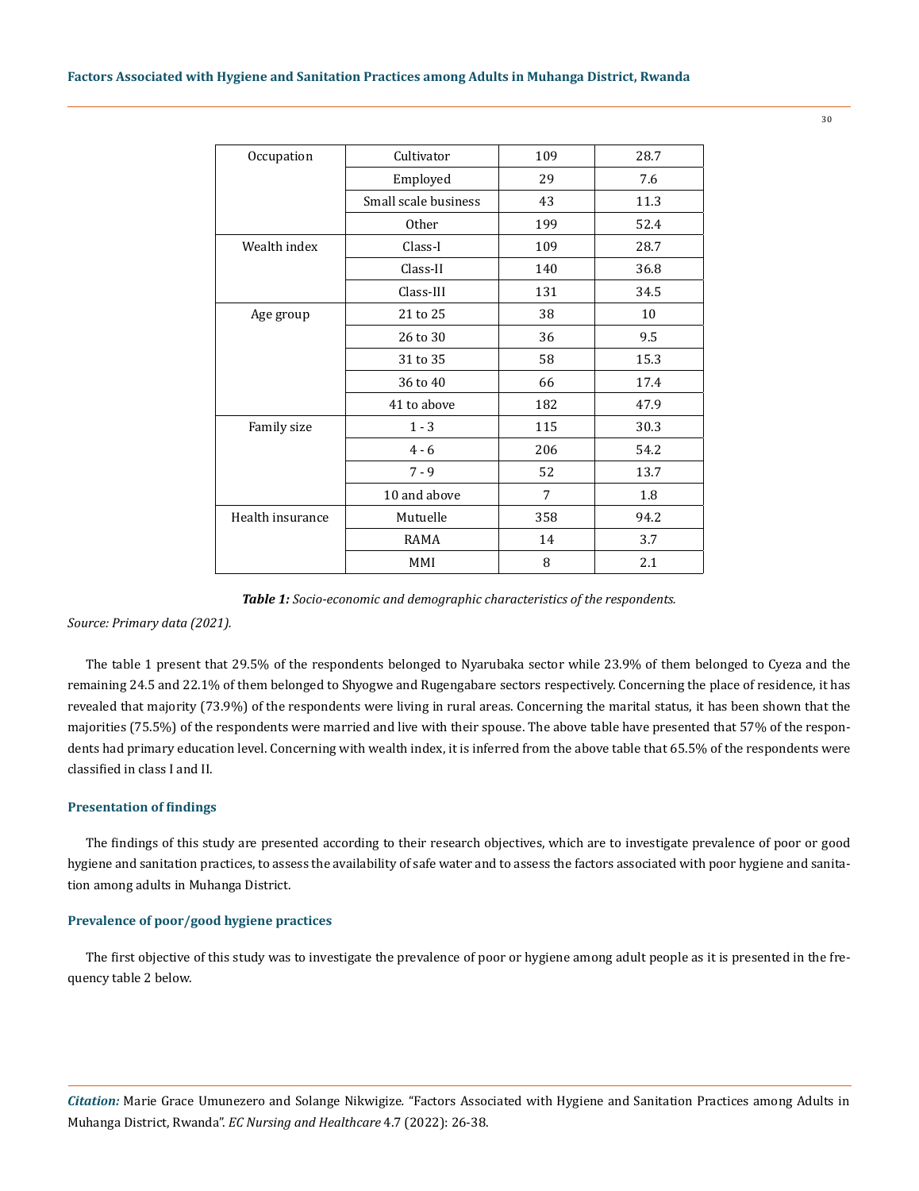| Occupation | Cultivator | 109 | 28.7 |
|---|---|---|---|
| | Employed | 29 | 7.6 |
| | Small scale business | 43 | 11.3 |
| | Other | 199 | 52.4 |
| Wealth index | Class-I | 109 | 28.7 |
| | Class-II | 140 | 36.8 |
| | Class-III | 131 | 34.5 |
| Age group | 21 to 25 | 38 | 10 |
| | 26 to 30 | 36 | 9.5 |
| | 31 to 35 | 58 | 15.3 |
| | 36 to 40 | 66 | 17.4 |
| | 41 to above | 182 | 47.9 |
| Family size | 1 - 3 | 115 | 30.3 |
| | 4 - 6 | 206 | 54.2 |
| | 7 - 9 | 52 | 13.7 |
| | 10 and above | 7 | 1.8 |
| Health insurance | Mutuelle | 358 | 94.2 |
| | RAMA | 14 | 3.7 |
| | MMI | 8 | 2.1 |

***Table 1:*** *Socio-economic and demographic characteristics of the respondents.*

*Source: Primary data (2021).*

The table 1 present that 29.5% of the respondents belonged to Nyarubaka sector while 23.9% of them belonged to Cyeza and the remaining 24.5 and 22.1% of them belonged to Shyogwe and Rugengabare sectors respectively. Concerning the place of residence, it has revealed that majority (73.9%) of the respondents were living in rural areas. Concerning the marital status, it has been shown that the majorities (75.5%) of the respondents were married and live with their spouse. The above table have presented that 57% of the respondents had primary education level. Concerning with wealth index, it is inferred from the above table that 65.5% of the respondents were classified in class I and II.

### Presentation of findings

The findings of this study are presented according to their research objectives, which are to investigate prevalence of poor or good hygiene and sanitation practices, to assess the availability of safe water and to assess the factors associated with poor hygiene and sanitation among adults in Muhanga District.

### Prevalence of poor/good hygiene practices

The first objective of this study was to investigate the prevalence of poor or hygiene among adult people as it is presented in the frequency table 2 below.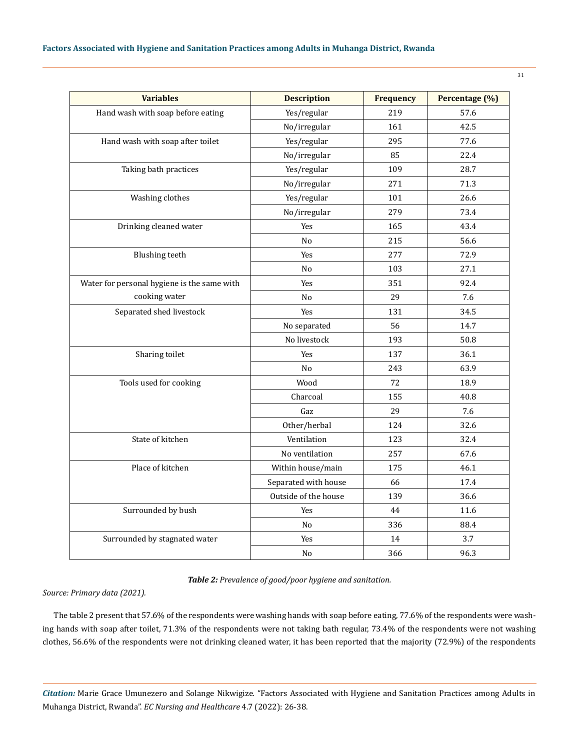| Variables | Description | Frequency | Percentage (%) |
|---|---|---|---|
| Hand wash with soap before eating | Yes/regular | 219 | 57.6 |
| | No/irregular | 161 | 42.5 |
| Hand wash with soap after toilet | Yes/regular | 295 | 77.6 |
| | No/irregular | 85 | 22.4 |
| Taking bath practices | Yes/regular | 109 | 28.7 |
| | No/irregular | 271 | 71.3 |
| Washing clothes | Yes/regular | 101 | 26.6 |
| | No/irregular | 279 | 73.4 |
| Drinking cleaned water | Yes | 165 | 43.4 |
| | No | 215 | 56.6 |
| Blushing teeth | Yes | 277 | 72.9 |
| | No | 103 | 27.1 |
| Water for personal hygiene is the same with cooking water | Yes | 351 | 92.4 |
| | No | 29 | 7.6 |
| Separated shed livestock | Yes | 131 | 34.5 |
| | No separated | 56 | 14.7 |
| | No livestock | 193 | 50.8 |
| Sharing toilet | Yes | 137 | 36.1 |
| | No | 243 | 63.9 |
| Tools used for cooking | Wood | 72 | 18.9 |
| | Charcoal | 155 | 40.8 |
| | Gaz | 29 | 7.6 |
| | Other/herbal | 124 | 32.6 |
| State of kitchen | Ventilation | 123 | 32.4 |
| | No ventilation | 257 | 67.6 |
| Place of kitchen | Within house/main | 175 | 46.1 |
| | Separated with house | 66 | 17.4 |
| | Outside of the house | 139 | 36.6 |
| Surrounded by bush | Yes | 44 | 11.6 |
| | No | 336 | 88.4 |
| Surrounded by stagnated water | Yes | 14 | 3.7 |
| | No | 366 | 96.3 |

***Table 2:*** *Prevalence of good/poor hygiene and sanitation.*

*Source: Primary data (2021).*

The table 2 present that 57.6% of the respondents were washing hands with soap before eating, 77.6% of the respondents were washing hands with soap after toilet, 71.3% of the respondents were not taking bath regular, 73.4% of the respondents were not washing clothes, 56.6% of the respondents were not drinking cleaned water, it has been reported that the majority (72.9%) of the respondents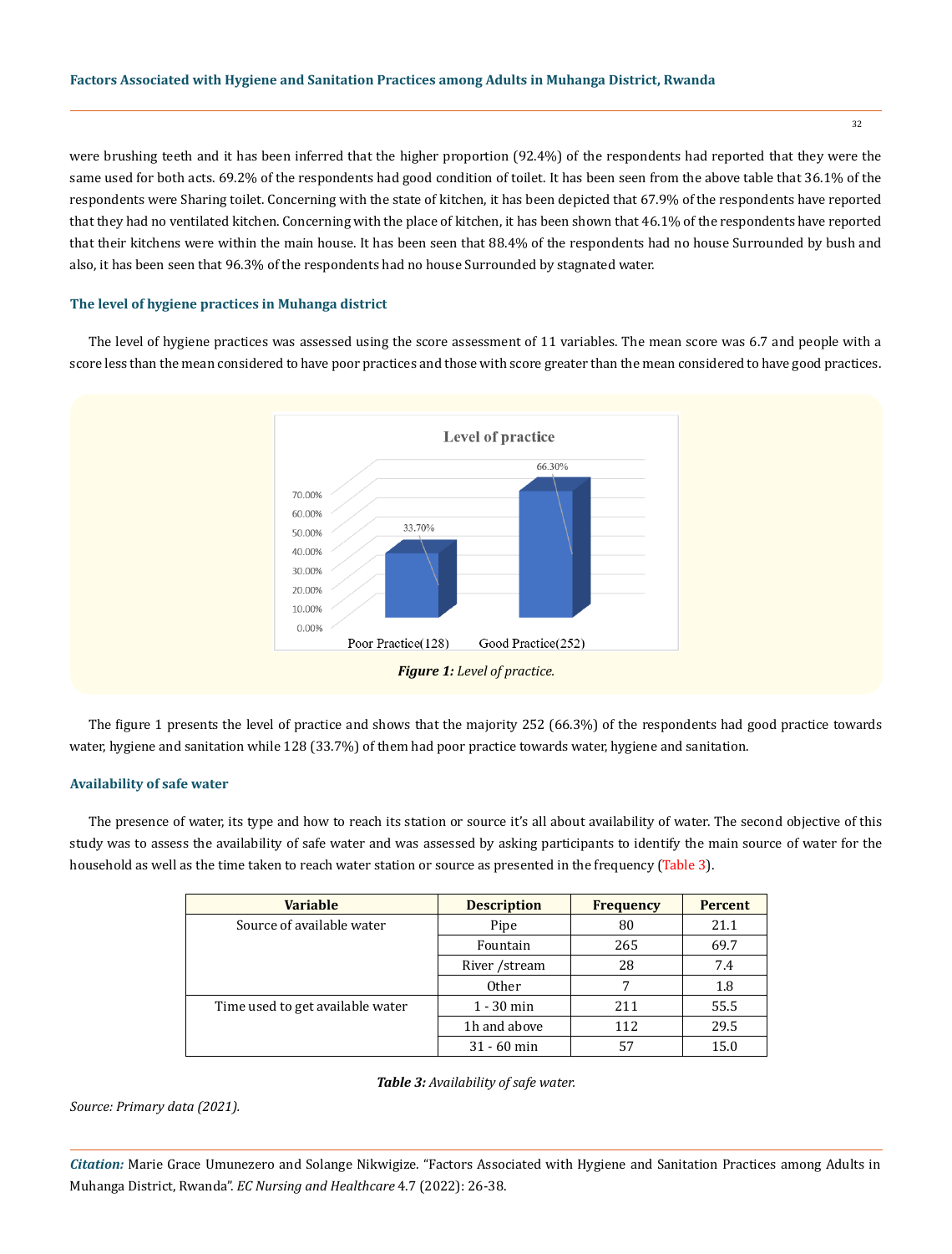were brushing teeth and it has been inferred that the higher proportion (92.4%) of the respondents had reported that they were the same used for both acts. 69.2% of the respondents had good condition of toilet. It has been seen from the above table that 36.1% of the respondents were Sharing toilet. Concerning with the state of kitchen, it has been depicted that 67.9% of the respondents have reported that they had no ventilated kitchen. Concerning with the place of kitchen, it has been shown that 46.1% of the respondents have reported that their kitchens were within the main house. It has been seen that 88.4% of the respondents had no house Surrounded by bush and also, it has been seen that 96.3% of the respondents had no house Surrounded by stagnated water.

### The level of hygiene practices in Muhanga district

The level of hygiene practices was assessed using the score assessment of 11 variables. The mean score was 6.7 and people with a score less than the mean considered to have poor practices and those with score greater than the mean considered to have good practices.

***Figure 1:*** *Level of practice.*

The figure 1 presents the level of practice and shows that the majority 252 (66.3%) of the respondents had good practice towards water, hygiene and sanitation while 128 (33.7%) of them had poor practice towards water, hygiene and sanitation.

### Availability of safe water

The presence of water, its type and how to reach its station or source it's all about availability of water. The second objective of this study was to assess the availability of safe water and was assessed by asking participants to identify the main source of water for the household as well as the time taken to reach water station or source as presented in the frequency (Table 3).

| Variable | Description | Frequency | Percent |
|---|---|---|---|
| Source of available water | Pipe | 80 | 21.1 |
| | Fountain | 265 | 69.7 |
| | River /stream | 28 | 7.4 |
| | Other | 7 | 1.8 |
| Time used to get available water | 1 - 30 min | 211 | 55.5 |
| | 1h and above | 112 | 29.5 |
| | 31 - 60 min | 57 | 15.0 |

***Table 3:*** *Availability of safe water.*

*Source: Primary data (2021).*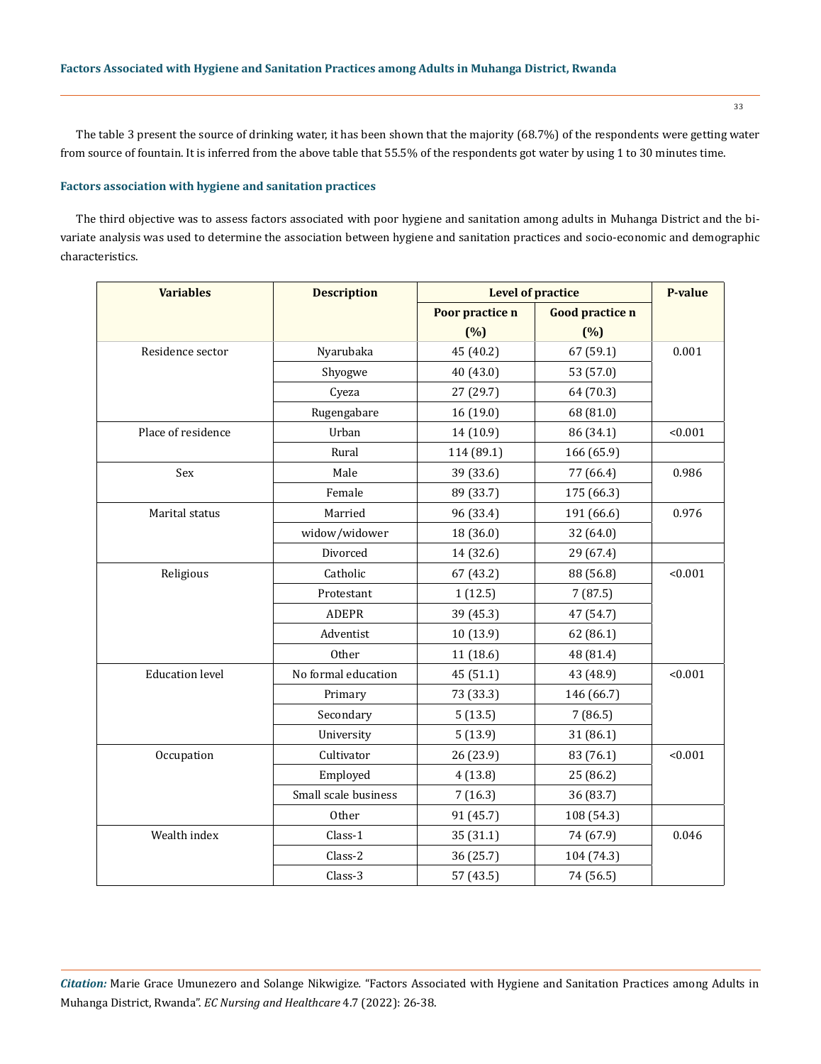The table 3 present the source of drinking water, it has been shown that the majority (68.7%) of the respondents were getting water from source of fountain. It is inferred from the above table that 55.5% of the respondents got water by using 1 to 30 minutes time.

### Factors association with hygiene and sanitation practices

The third objective was to assess factors associated with poor hygiene and sanitation among adults in Muhanga District and the bivariate analysis was used to determine the association between hygiene and sanitation practices and socio-economic and demographic characteristics.

| Variables | Description | Level of practice | | P-value |
|---|---|---|---|---|
| | | Poor practice n (%) | Good practice n (%) | |
| Residence sector | Nyarubaka | 45 (40.2) | 67 (59.1) | 0.001 |
| | Shyogwe | 40 (43.0) | 53 (57.0) | |
| | Cyeza | 27 (29.7) | 64 (70.3) | |
| | Rugengabare | 16 (19.0) | 68 (81.0) | |
| Place of residence | Urban | 14 (10.9) | 86 (34.1) | <0.001 |
| | Rural | 114 (89.1) | 166 (65.9) | |
| Sex | Male | 39 (33.6) | 77 (66.4) | 0.986 |
| | Female | 89 (33.7) | 175 (66.3) | |
| Marital status | Married | 96 (33.4) | 191 (66.6) | 0.976 |
| | widow/widower | 18 (36.0) | 32 (64.0) | |
| | Divorced | 14 (32.6) | 29 (67.4) | |
| Religious | Catholic | 67 (43.2) | 88 (56.8) | <0.001 |
| | Protestant | 1 (12.5) | 7 (87.5) | |
| | ADEPR | 39 (45.3) | 47 (54.7) | |
| | Adventist | 10 (13.9) | 62 (86.1) | |
| | Other | 11 (18.6) | 48 (81.4) | |
| Education level | No formal education | 45 (51.1) | 43 (48.9) | <0.001 |
| | Primary | 73 (33.3) | 146 (66.7) | |
| | Secondary | 5 (13.5) | 7 (86.5) | |
| | University | 5 (13.9) | 31 (86.1) | |
| Occupation | Cultivator | 26 (23.9) | 83 (76.1) | <0.001 |
| | Employed | 4 (13.8) | 25 (86.2) | |
| | Small scale business | 7 (16.3) | 36 (83.7) | |
| | Other | 91 (45.7) | 108 (54.3) | |
| Wealth index | Class-1 | 35 (31.1) | 74 (67.9) | 0.046 |
| | Class-2 | 36 (25.7) | 104 (74.3) | |
| | Class-3 | 57 (43.5) | 74 (56.5) | |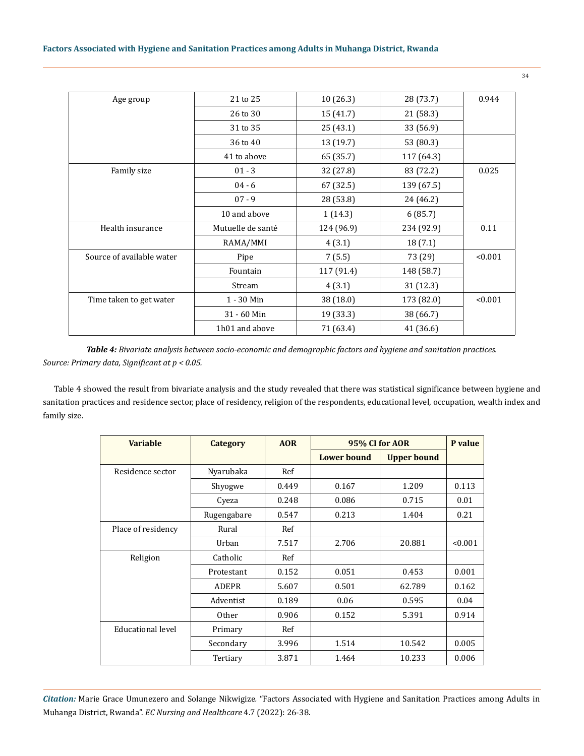| Age group | 21 to 25 | 10 (26.3) | 28 (73.7) | 0.944 |
|---|---|---|---|---|
| | 26 to 30 | 15 (41.7) | 21 (58.3) | |
| | 31 to 35 | 25 (43.1) | 33 (56.9) | |
| | 36 to 40 | 13 (19.7) | 53 (80.3) | |
| | 41 to above | 65 (35.7) | 117 (64.3) | |
| Family size | 01 - 3 | 32 (27.8) | 83 (72.2) | 0.025 |
| | 04 - 6 | 67 (32.5) | 139 (67.5) | |
| | 07 - 9 | 28 (53.8) | 24 (46.2) | |
| | 10 and above | 1 (14.3) | 6 (85.7) | |
| Health insurance | Mutuelle de santé | 124 (96.9) | 234 (92.9) | 0.11 |
| | RAMA/MMI | 4 (3.1) | 18 (7.1) | |
| Source of available water | Pipe | 7 (5.5) | 73 (29) | <0.001 |
| | Fountain | 117 (91.4) | 148 (58.7) | |
| | Stream | 4 (3.1) | 31 (12.3) | |
| Time taken to get water | 1 - 30 Min | 38 (18.0) | 173 (82.0) | <0.001 |
| | 31 - 60 Min | 19 (33.3) | 38 (66.7) | |
| | 1h01 and above | 71 (63.4) | 41 (36.6) | |

***Table 4:*** *Bivariate analysis between socio-economic and demographic factors and hygiene and sanitation practices.*
*Source: Primary data, Significant at $p < 0.05$.*

Table 4 showed the result from bivariate analysis and the study revealed that there was statistical significance between hygiene and sanitation practices and residence sector, place of residency, religion of the respondents, educational level, occupation, wealth index and family size.

| Variable | Category | AOR | 95% CI for AOR | | P value |
|---|---|---|---|---|---|
| | | | Lower bound | Upper bound | |
| Residence sector | Nyarubaka | Ref | | | |
| | Shyogwe | 0.449 | 0.167 | 1.209 | 0.113 |
| | Cyeza | 0.248 | 0.086 | 0.715 | 0.01 |
| | Rugengabare | 0.547 | 0.213 | 1.404 | 0.21 |
| Place of residency | Rural | Ref | | | |
| | Urban | 7.517 | 2.706 | 20.881 | <0.001 |
| Religion | Catholic | Ref | | | |
| | Protestant | 0.152 | 0.051 | 0.453 | 0.001 |
| | ADEPR | 5.607 | 0.501 | 62.789 | 0.162 |
| | Adventist | 0.189 | 0.06 | 0.595 | 0.04 |
| | Other | 0.906 | 0.152 | 5.391 | 0.914 |
| Educational level | Primary | Ref | | | |
| | Secondary | 3.996 | 1.514 | 10.542 | 0.005 |
| | Tertiary | 3.871 | 1.464 | 10.233 | 0.006 |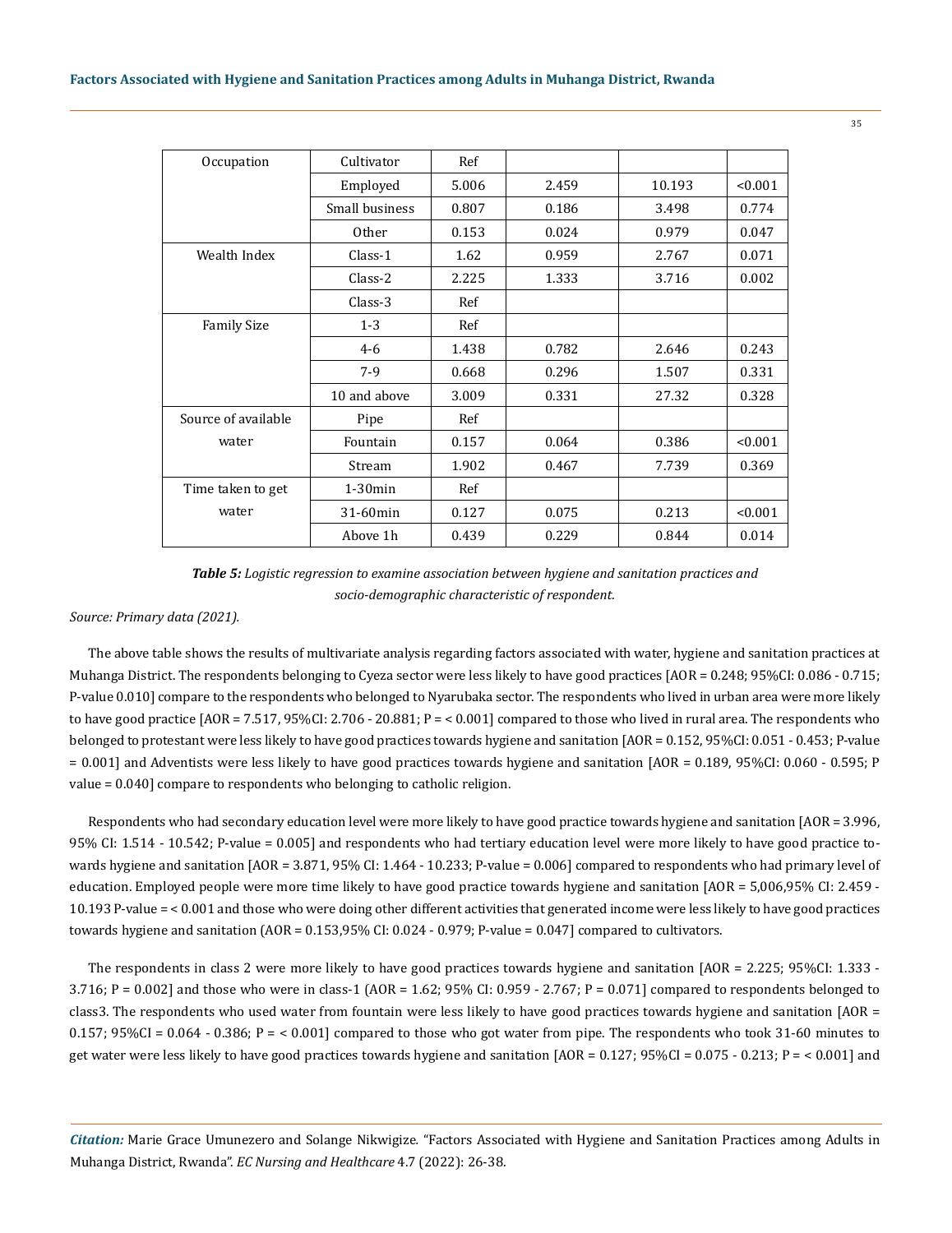| Occupation | Cultivator | Ref | | | |
|---|---|---|---|---|---|
| | Employed | 5.006 | 2.459 | 10.193 | <0.001 |
| | Small business | 0.807 | 0.186 | 3.498 | 0.774 |
| | Other | 0.153 | 0.024 | 0.979 | 0.047 |
| Wealth Index | Class-1 | 1.62 | 0.959 | 2.767 | 0.071 |
| | Class-2 | 2.225 | 1.333 | 3.716 | 0.002 |
| | Class-3 | Ref | | | |
| Family Size | 1-3 | Ref | | | |
| | 4-6 | 1.438 | 0.782 | 2.646 | 0.243 |
| | 7-9 | 0.668 | 0.296 | 1.507 | 0.331 |
| | 10 and above | 3.009 | 0.331 | 27.32 | 0.328 |
| Source of available water | Pipe | Ref | | | |
| | Fountain | 0.157 | 0.064 | 0.386 | <0.001 |
| | Stream | 1.902 | 0.467 | 7.739 | 0.369 |
| Time taken to get water | 1-30min | Ref | | | |
| | 31-60min | 0.127 | 0.075 | 0.213 | <0.001 |
| | Above 1h | 0.439 | 0.229 | 0.844 | 0.014 |

***Table 5:*** *Logistic regression to examine association between hygiene and sanitation practices and socio-demographic characteristic of respondent.*

*Source: Primary data (2021).*

The above table shows the results of multivariate analysis regarding factors associated with water, hygiene and sanitation practices at Muhanga District. The respondents belonging to Cyeza sector were less likely to have good practices [AOR = 0.248; 95%CI: 0.086 - 0.715; P-value 0.010] compare to the respondents who belonged to Nyarubaka sector. The respondents who lived in urban area were more likely to have good practice [AOR = 7.517, 95%CI: 2.706 - 20.881; P = < 0.001] compared to those who lived in rural area. The respondents who belonged to protestant were less likely to have good practices towards hygiene and sanitation [AOR = 0.152, 95%CI: 0.051 - 0.453; P-value = 0.001] and Adventists were less likely to have good practices towards hygiene and sanitation [AOR = 0.189, 95%CI: 0.060 - 0.595; P value = 0.040] compare to respondents who belonging to catholic religion.

Respondents who had secondary education level were more likely to have good practice towards hygiene and sanitation [AOR = 3.996, 95% CI: 1.514 - 10.542; P-value = 0.005] and respondents who had tertiary education level were more likely to have good practice towards hygiene and sanitation [AOR = 3.871, 95% CI: 1.464 - 10.233; P-value = 0.006] compared to respondents who had primary level of education. Employed people were more time likely to have good practice towards hygiene and sanitation [AOR = 5,006,95% CI: 2.459 - 10.193 P-value = < 0.001 and those who were doing other different activities that generated income were less likely to have good practices towards hygiene and sanitation (AOR = 0.153,95% CI: 0.024 - 0.979; P-value = 0.047] compared to cultivators.

The respondents in class 2 were more likely to have good practices towards hygiene and sanitation [AOR = 2.225; 95%CI: 1.333 - 3.716; P = 0.002] and those who were in class-1 (AOR = 1.62; 95% CI: 0.959 - 2.767; P = 0.071] compared to respondents belonged to class3. The respondents who used water from fountain were less likely to have good practices towards hygiene and sanitation [AOR = 0.157; 95%CI = 0.064 - 0.386; P = < 0.001] compared to those who got water from pipe. The respondents who took 31-60 minutes to get water were less likely to have good practices towards hygiene and sanitation [AOR = 0.127; 95%CI = 0.075 - 0.213; P = < 0.001] and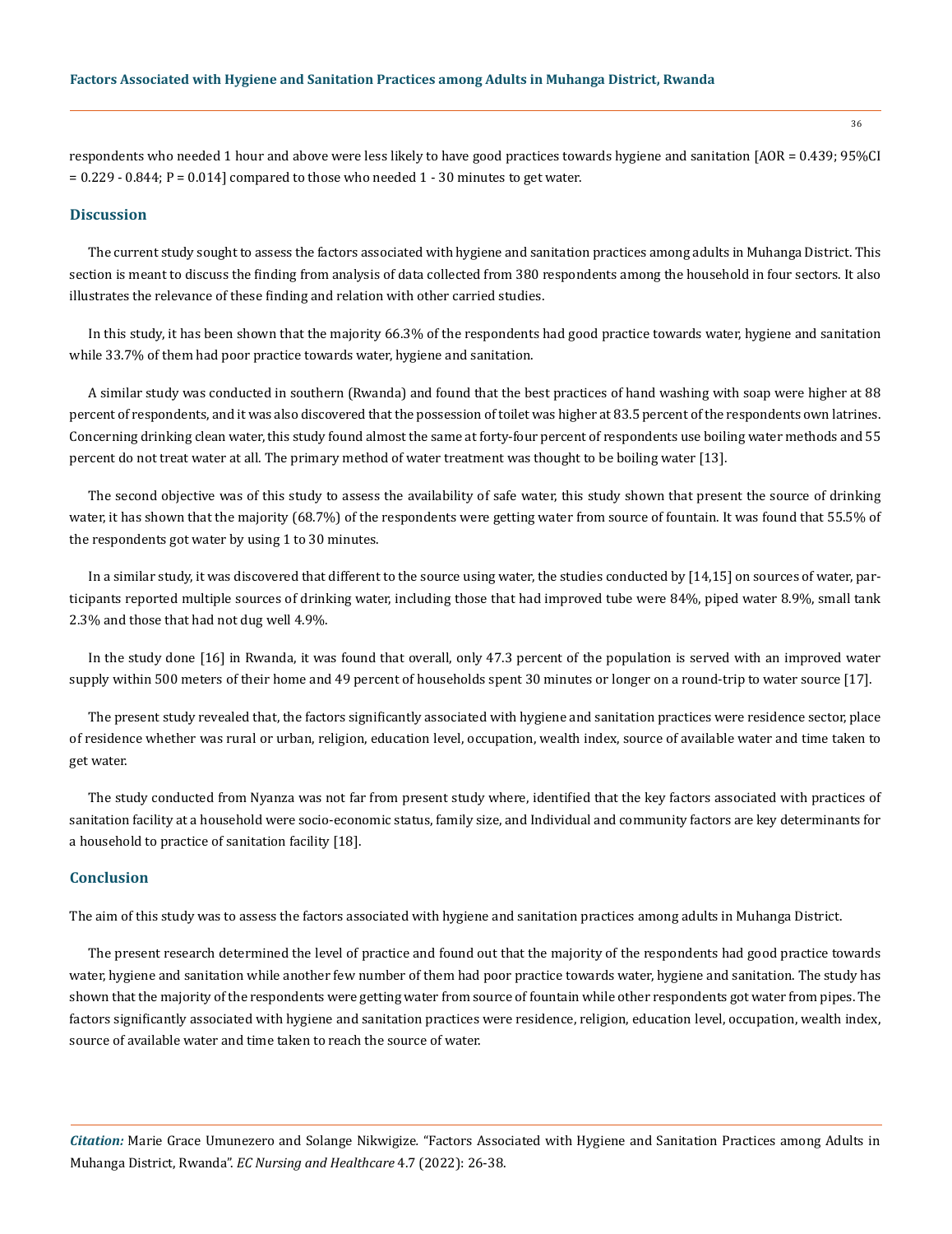respondents who needed 1 hour and above were less likely to have good practices towards hygiene and sanitation [AOR = 0.439; 95%CI = 0.229 - 0.844; P = 0.014] compared to those who needed 1 - 30 minutes to get water.

## Discussion

The current study sought to assess the factors associated with hygiene and sanitation practices among adults in Muhanga District. This section is meant to discuss the finding from analysis of data collected from 380 respondents among the household in four sectors. It also illustrates the relevance of these finding and relation with other carried studies.

In this study, it has been shown that the majority 66.3% of the respondents had good practice towards water, hygiene and sanitation while 33.7% of them had poor practice towards water, hygiene and sanitation.

A similar study was conducted in southern (Rwanda) and found that the best practices of hand washing with soap were higher at 88 percent of respondents, and it was also discovered that the possession of toilet was higher at 83.5 percent of the respondents own latrines. Concerning drinking clean water, this study found almost the same at forty-four percent of respondents use boiling water methods and 55 percent do not treat water at all. The primary method of water treatment was thought to be boiling water [13].

The second objective was of this study to assess the availability of safe water, this study shown that present the source of drinking water, it has shown that the majority (68.7%) of the respondents were getting water from source of fountain. It was found that 55.5% of the respondents got water by using 1 to 30 minutes.

In a similar study, it was discovered that different to the source using water, the studies conducted by [14,15] on sources of water, participants reported multiple sources of drinking water, including those that had improved tube were 84%, piped water 8.9%, small tank 2.3% and those that had not dug well 4.9%.

In the study done [16] in Rwanda, it was found that overall, only 47.3 percent of the population is served with an improved water supply within 500 meters of their home and 49 percent of households spent 30 minutes or longer on a round-trip to water source [17].

The present study revealed that, the factors significantly associated with hygiene and sanitation practices were residence sector, place of residence whether was rural or urban, religion, education level, occupation, wealth index, source of available water and time taken to get water.

The study conducted from Nyanza was not far from present study where, identified that the key factors associated with practices of sanitation facility at a household were socio-economic status, family size, and Individual and community factors are key determinants for a household to practice of sanitation facility [18].

## Conclusion

The aim of this study was to assess the factors associated with hygiene and sanitation practices among adults in Muhanga District.

The present research determined the level of practice and found out that the majority of the respondents had good practice towards water, hygiene and sanitation while another few number of them had poor practice towards water, hygiene and sanitation. The study has shown that the majority of the respondents were getting water from source of fountain while other respondents got water from pipes. The factors significantly associated with hygiene and sanitation practices were residence, religion, education level, occupation, wealth index, source of available water and time taken to reach the source of water.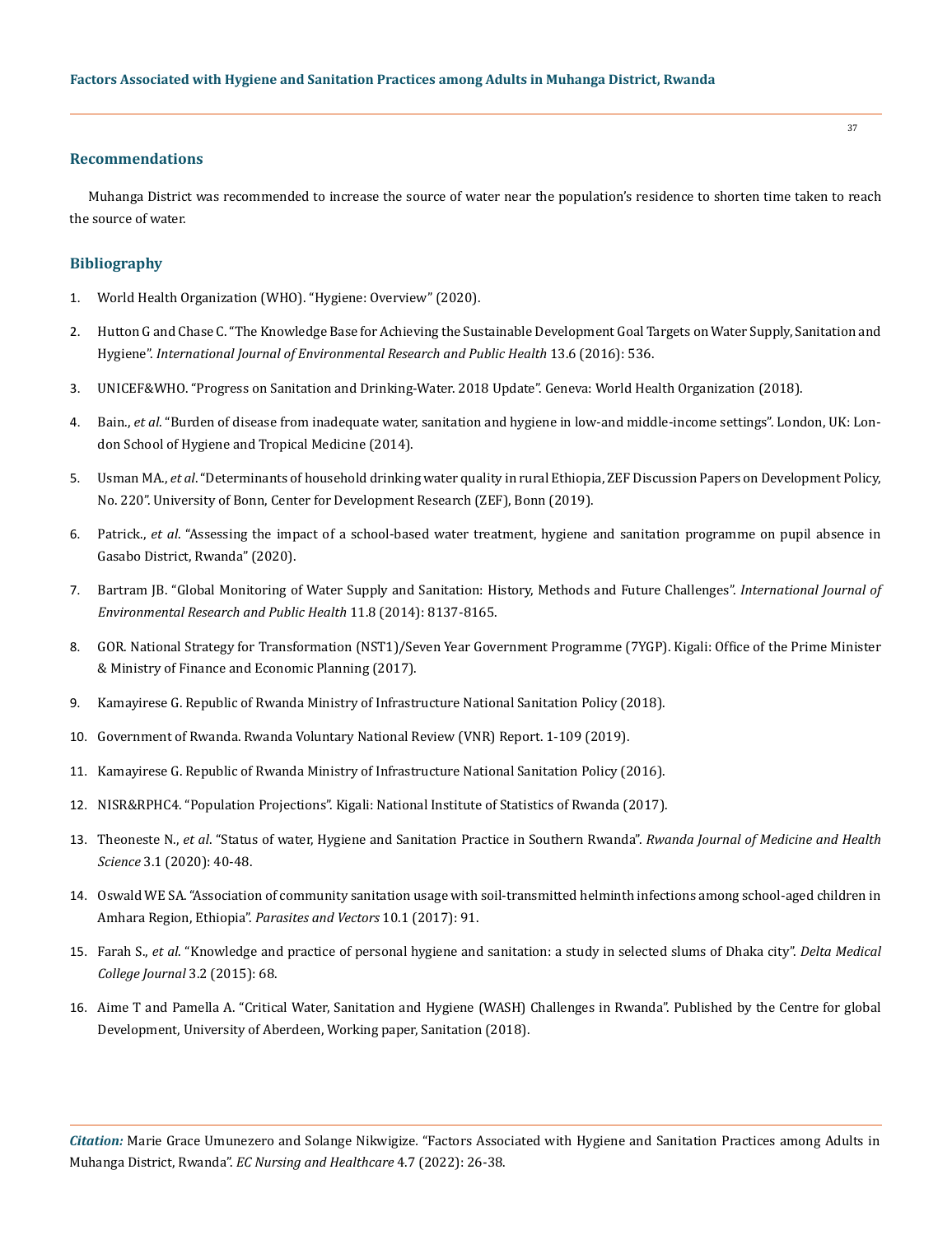## Recommendations

Muhanga District was recommended to increase the source of water near the population's residence to shorten time taken to reach the source of water.

## Bibliography

1. World Health Organization (WHO). "Hygiene: Overview" (2020).
2. Hutton G and Chase C. "The Knowledge Base for Achieving the Sustainable Development Goal Targets on Water Supply, Sanitation and Hygiene". *International Journal of Environmental Research and Public Health* 13.6 (2016): 536.
3. UNICEF&WHO. "Progress on Sanitation and Drinking-Water. 2018 Update". Geneva: World Health Organization (2018).
4. Bain., *et al*. "Burden of disease from inadequate water, sanitation and hygiene in low-and middle-income settings". London, UK: London School of Hygiene and Tropical Medicine (2014).
5. Usman MA., *et al*. "Determinants of household drinking water quality in rural Ethiopia, ZEF Discussion Papers on Development Policy, No. 220". University of Bonn, Center for Development Research (ZEF), Bonn (2019).
6. Patrick., *et al*. "Assessing the impact of a school-based water treatment, hygiene and sanitation programme on pupil absence in Gasabo District, Rwanda" (2020).
7. Bartram JB. "Global Monitoring of Water Supply and Sanitation: History, Methods and Future Challenges". *International Journal of Environmental Research and Public Health* 11.8 (2014): 8137-8165.
8. GOR. National Strategy for Transformation (NST1)/Seven Year Government Programme (7YGP). Kigali: Office of the Prime Minister & Ministry of Finance and Economic Planning (2017).
9. Kamayirese G. Republic of Rwanda Ministry of Infrastructure National Sanitation Policy (2018).
10. Government of Rwanda. Rwanda Voluntary National Review (VNR) Report. 1-109 (2019).
11. Kamayirese G. Republic of Rwanda Ministry of Infrastructure National Sanitation Policy (2016).
12. NISR&RPHC4. "Population Projections". Kigali: National Institute of Statistics of Rwanda (2017).
13. Theoneste N., *et al*. "Status of water, Hygiene and Sanitation Practice in Southern Rwanda". *Rwanda Journal of Medicine and Health Science* 3.1 (2020): 40-48.
14. Oswald WE SA. "Association of community sanitation usage with soil-transmitted helminth infections among school-aged children in Amhara Region, Ethiopia". *Parasites and Vectors* 10.1 (2017): 91.
15. Farah S., *et al*. "Knowledge and practice of personal hygiene and sanitation: a study in selected slums of Dhaka city". *Delta Medical College Journal* 3.2 (2015): 68.
16. Aime T and Pamella A. "Critical Water, Sanitation and Hygiene (WASH) Challenges in Rwanda". Published by the Centre for global Development, University of Aberdeen, Working paper, Sanitation (2018).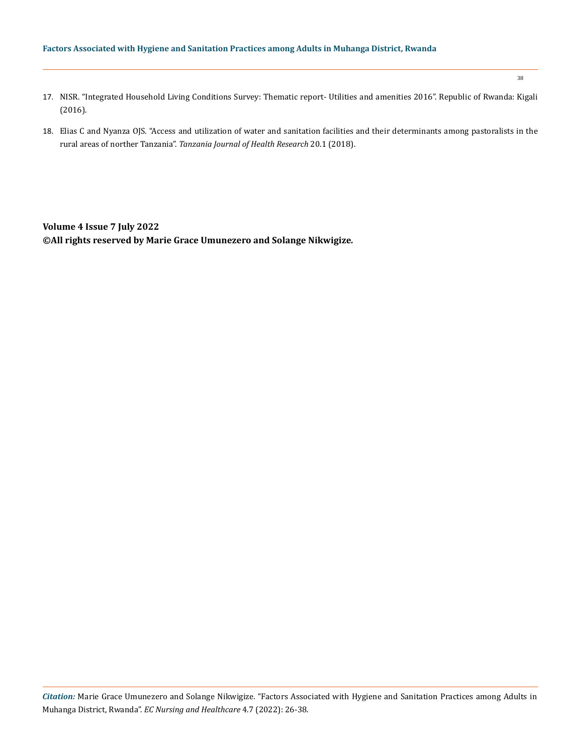17. NISR. "Integrated Household Living Conditions Survey: Thematic report- Utilities and amenities 2016". Republic of Rwanda: Kigali (2016).

18. Elias C and Nyanza OJS. "Access and utilization of water and sanitation facilities and their determinants among pastoralists in the rural areas of norther Tanzania". *Tanzania Journal of Health Research* 20.1 (2018).

**Volume 4 Issue 7 July 2022**
**©All rights reserved by Marie Grace Umunezero and Solange Nikwigize.**